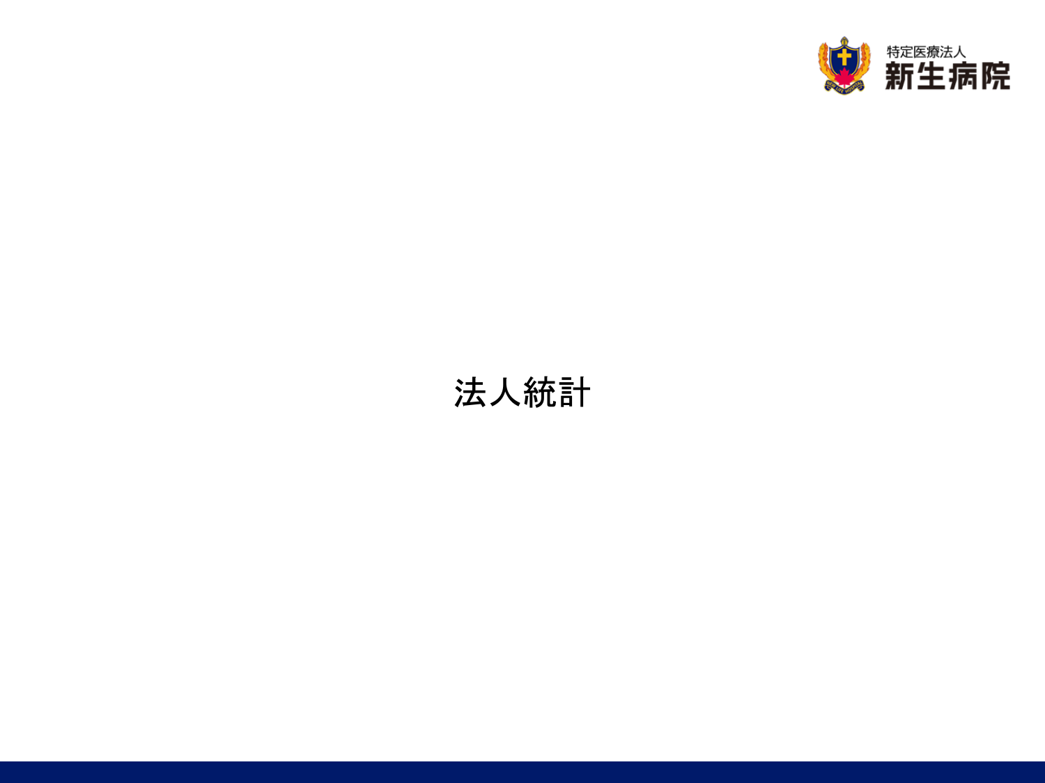特定医療法人
新生病院

# 法人統計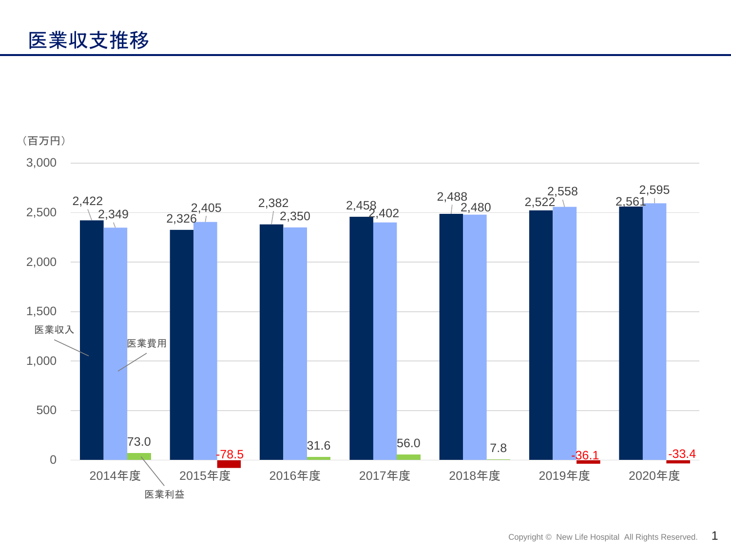# 医業収支推移

（百万円）

| | 医業収入 | 医業費用 | 医業利益 |
|---|---|---|---|
| 2014年度 | 2,422 | 2,349 | 73.0 |
| 2015年度 | 2,326 | 2,405 | -78.5 |
| 2016年度 | 2,382 | 2,350 | 31.6 |
| 2017年度 | 2,458 | 2,402 | 56.0 |
| 2018年度 | 2,488 | 2,480 | 7.8 |
| 2019年度 | 2,522 | 2,558 | -36.1 |
| 2020年度 | 2,561 | 2,595 | -33.4 |

Copyright © New Life Hospital All Rights Reserved.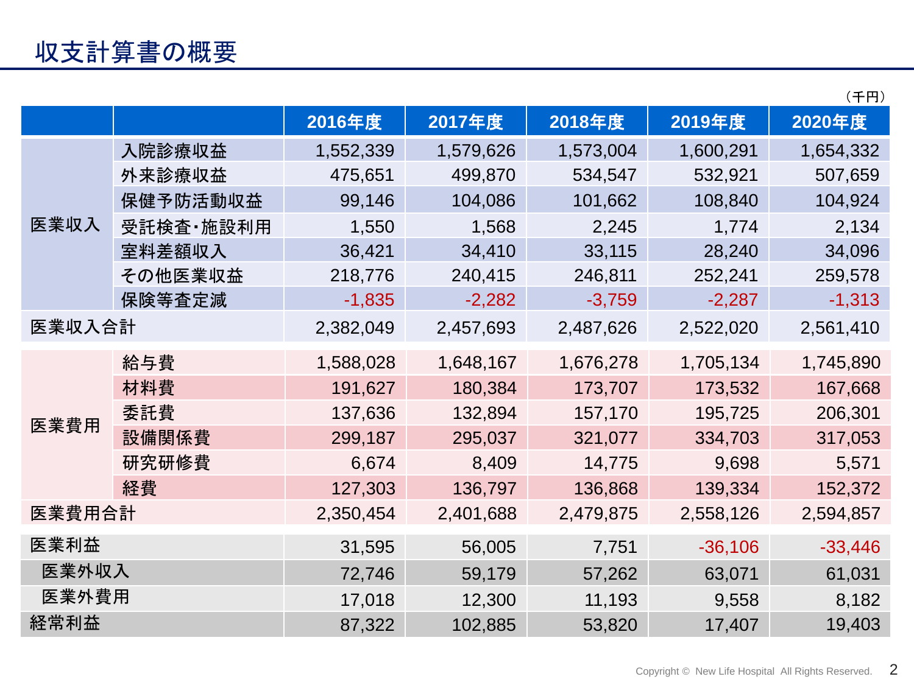# 収支計算書の概要

（千円）

| | | 2016年度 | 2017年度 | 2018年度 | 2019年度 | 2020年度 |
|---|---|---|---|---|---|---|
| 医業収入 | 入院診療収益 | 1,552,339 | 1,579,626 | 1,573,004 | 1,600,291 | 1,654,332 |
| | 外来診療収益 | 475,651 | 499,870 | 534,547 | 532,921 | 507,659 |
| | 保健予防活動収益 | 99,146 | 104,086 | 101,662 | 108,840 | 104,924 |
| | 受託検査・施設利用 | 1,550 | 1,568 | 2,245 | 1,774 | 2,134 |
| | 室料差額収入 | 36,421 | 34,410 | 33,115 | 28,240 | 34,096 |
| | その他医業収益 | 218,776 | 240,415 | 246,811 | 252,241 | 259,578 |
| | 保険等査定減 | -1,835 | -2,282 | -3,759 | -2,287 | -1,313 |
| 医業収入合計 | | 2,382,049 | 2,457,693 | 2,487,626 | 2,522,020 | 2,561,410 |
| 医業費用 | 給与費 | 1,588,028 | 1,648,167 | 1,676,278 | 1,705,134 | 1,745,890 |
| | 材料費 | 191,627 | 180,384 | 173,707 | 173,532 | 167,668 |
| | 委託費 | 137,636 | 132,894 | 157,170 | 195,725 | 206,301 |
| | 設備関係費 | 299,187 | 295,037 | 321,077 | 334,703 | 317,053 |
| | 研究研修費 | 6,674 | 8,409 | 14,775 | 9,698 | 5,571 |
| | 経費 | 127,303 | 136,797 | 136,868 | 139,334 | 152,372 |
| 医業費用合計 | | 2,350,454 | 2,401,688 | 2,479,875 | 2,558,126 | 2,594,857 |
| 医業利益 | | 31,595 | 56,005 | 7,751 | -36,106 | -33,446 |
| 医業外収入 | | 72,746 | 59,179 | 57,262 | 63,071 | 61,031 |
| 医業外費用 | | 17,018 | 12,300 | 11,193 | 9,558 | 8,182 |
| 経常利益 | | 87,322 | 102,885 | 53,820 | 17,407 | 19,403 |

Copyright © New Life Hospital All Rights Reserved.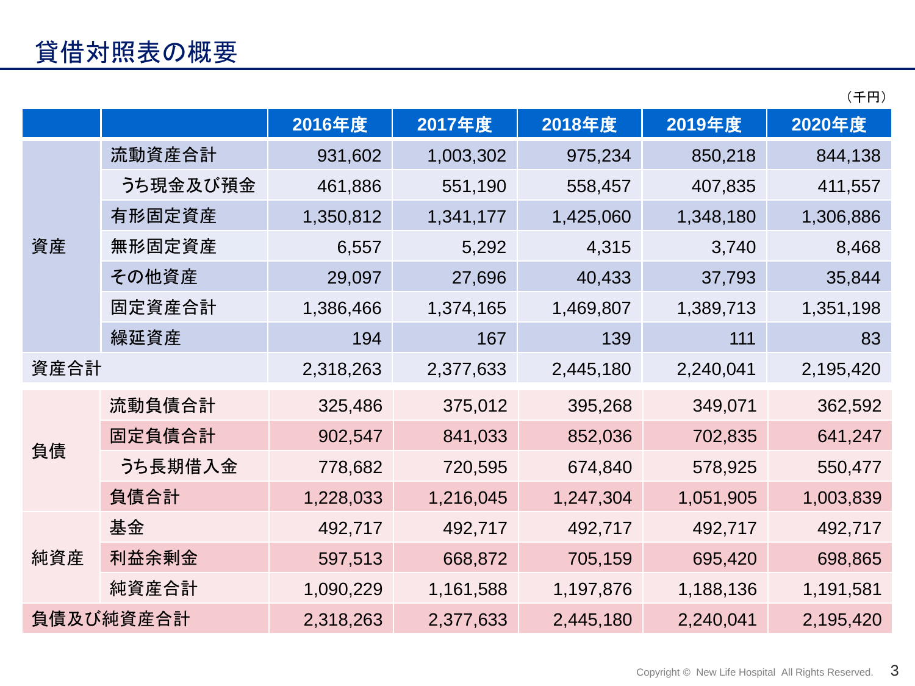# 貸借対照表の概要

（千円）

| | | 2016年度 | 2017年度 | 2018年度 | 2019年度 | 2020年度 |
|---|---|---|---|---|---|---|
| 資産 | 流動資産合計 | 931,602 | 1,003,302 | 975,234 | 850,218 | 844,138 |
| | うち現金及び預金 | 461,886 | 551,190 | 558,457 | 407,835 | 411,557 |
| | 有形固定資産 | 1,350,812 | 1,341,177 | 1,425,060 | 1,348,180 | 1,306,886 |
| | 無形固定資産 | 6,557 | 5,292 | 4,315 | 3,740 | 8,468 |
| | その他資産 | 29,097 | 27,696 | 40,433 | 37,793 | 35,844 |
| | 固定資産合計 | 1,386,466 | 1,374,165 | 1,469,807 | 1,389,713 | 1,351,198 |
| | 繰延資産 | 194 | 167 | 139 | 111 | 83 |
| 資産合計 | | 2,318,263 | 2,377,633 | 2,445,180 | 2,240,041 | 2,195,420 |
| 負債 | 流動負債合計 | 325,486 | 375,012 | 395,268 | 349,071 | 362,592 |
| | 固定負債合計 | 902,547 | 841,033 | 852,036 | 702,835 | 641,247 |
| | うち長期借入金 | 778,682 | 720,595 | 674,840 | 578,925 | 550,477 |
| | 負債合計 | 1,228,033 | 1,216,045 | 1,247,304 | 1,051,905 | 1,003,839 |
| 純資産 | 基金 | 492,717 | 492,717 | 492,717 | 492,717 | 492,717 |
| | 利益余剰金 | 597,513 | 668,872 | 705,159 | 695,420 | 698,865 |
| | 純資産合計 | 1,090,229 | 1,161,588 | 1,197,876 | 1,188,136 | 1,191,581 |
| 負債及び純資産合計 | | 2,318,263 | 2,377,633 | 2,445,180 | 2,240,041 | 2,195,420 |

Copyright © New Life Hospital All Rights Reserved.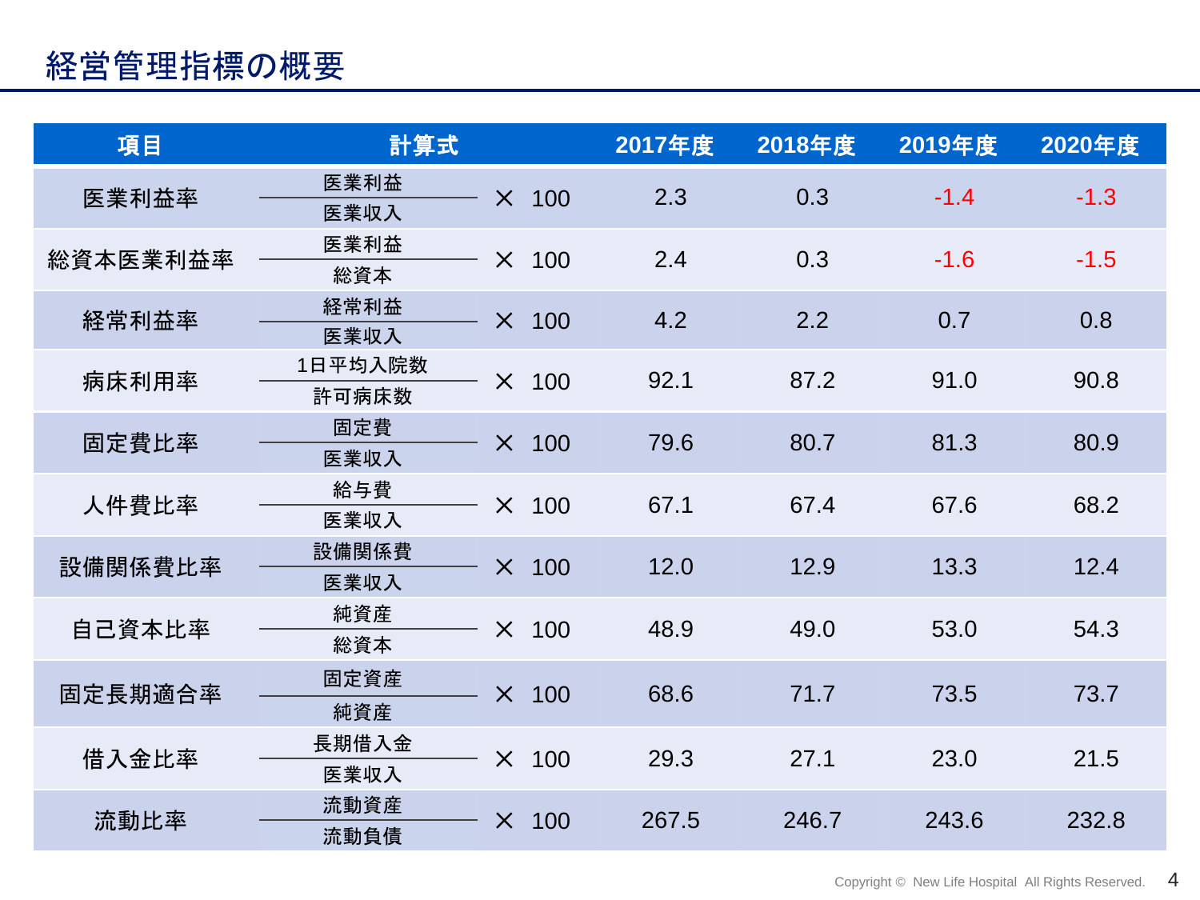# 経営管理指標の概要

| 項目 | 計算式 | 2017年度 | 2018年度 | 2019年度 | 2020年度 |
|---|---|---|---|---|---|
| 医業利益率 | $\frac{医業利益}{医業収入} \times 100$ | 2.3 | 0.3 | -1.4 | -1.3 |
| 総資本医業利益率 | $\frac{医業利益}{総資本} \times 100$ | 2.4 | 0.3 | -1.6 | -1.5 |
| 経常利益率 | $\frac{経常利益}{医業収入} \times 100$ | 4.2 | 2.2 | 0.7 | 0.8 |
| 病床利用率 | $\frac{1日平均入院数}{許可病床数} \times 100$ | 92.1 | 87.2 | 91.0 | 90.8 |
| 固定費比率 | $\frac{固定費}{医業収入} \times 100$ | 79.6 | 80.7 | 81.3 | 80.9 |
| 人件費比率 | $\frac{給与費}{医業収入} \times 100$ | 67.1 | 67.4 | 67.6 | 68.2 |
| 設備関係費比率 | $\frac{設備関係費}{医業収入} \times 100$ | 12.0 | 12.9 | 13.3 | 12.4 |
| 自己資本比率 | $\frac{純資産}{総資本} \times 100$ | 48.9 | 49.0 | 53.0 | 54.3 |
| 固定長期適合率 | $\frac{固定資産}{純資産} \times 100$ | 68.6 | 71.7 | 73.5 | 73.7 |
| 借入金比率 | $\frac{長期借入金}{医業収入} \times 100$ | 29.3 | 27.1 | 23.0 | 21.5 |
| 流動比率 | $\frac{流動資産}{流動負債} \times 100$ | 267.5 | 246.7 | 243.6 | 232.8 |

Copyright © New Life Hospital All Rights Reserved.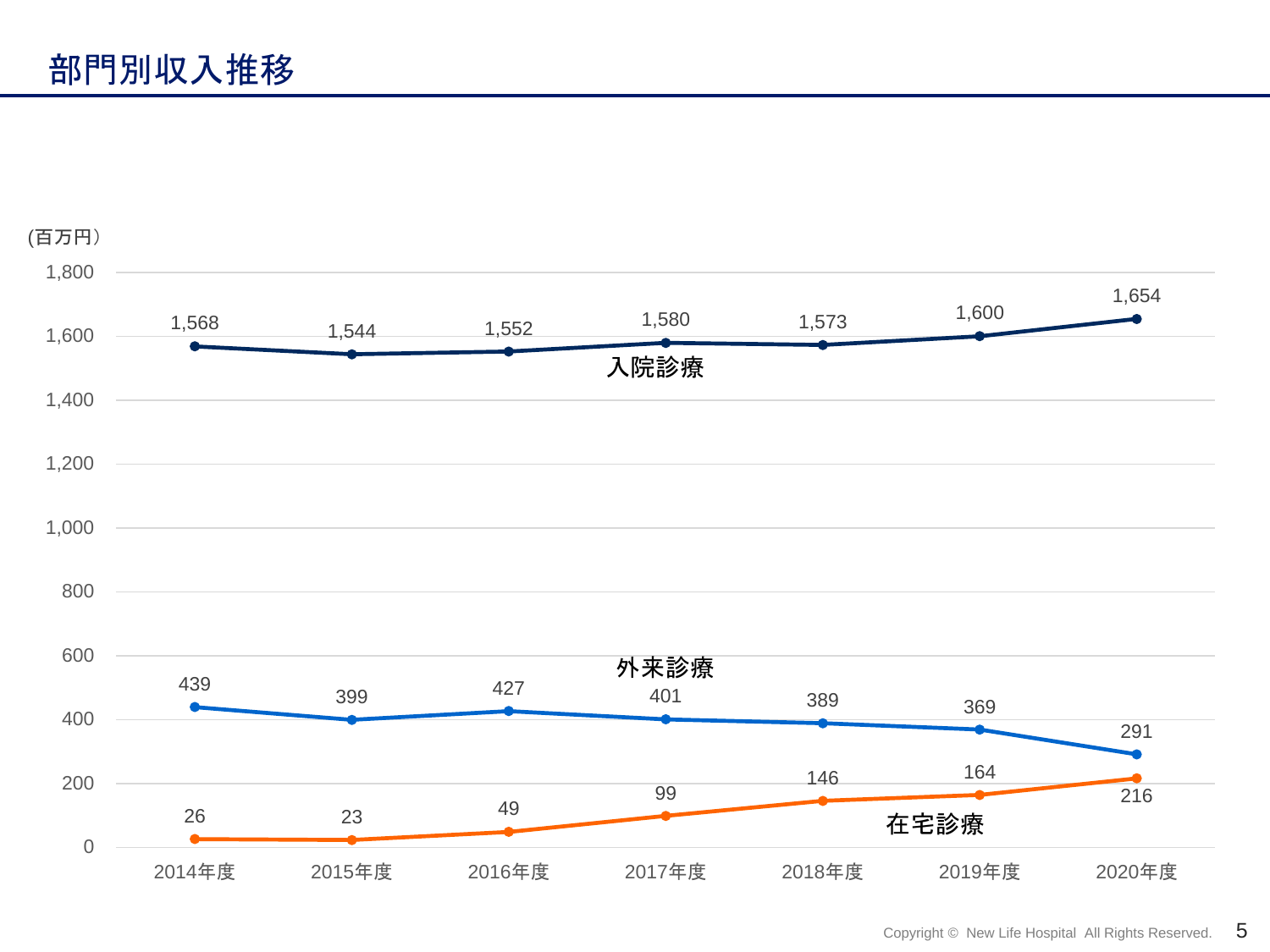# 部門別収入推移

(百万円)

| | 2014年度 | 2015年度 | 2016年度 | 2017年度 | 2018年度 | 2019年度 | 2020年度 |
|---|---|---|---|---|---|---|---|
| 入院診療 | 1,568 | 1,544 | 1,552 | 1,580 | 1,573 | 1,600 | 1,654 |
| 外来診療 | 439 | 399 | 427 | 401 | 389 | 369 | 291 |
| 在宅診療 | 26 | 23 | 49 | 99 | 146 | 164 | 216 |

Copyright © New Life Hospital All Rights Reserved.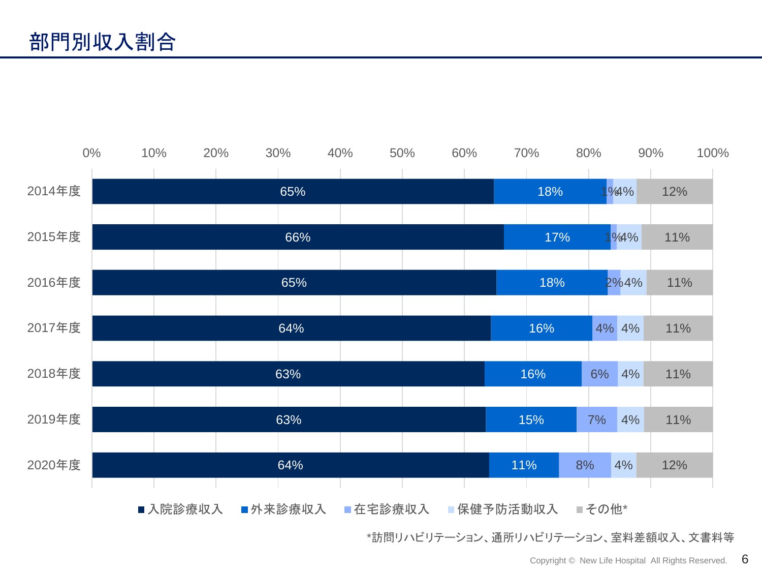# 部門別収入割合

| 年度 | 入院診療収入 | 外来診療収入 | 在宅診療収入 | 保健予防活動収入 | その他* |
|---|---|---|---|---|---|
| 2014年度 | 65% | 18% | 1% | 4% | 12% |
| 2015年度 | 66% | 17% | 1% | 4% | 11% |
| 2016年度 | 65% | 18% | 2% | 4% | 11% |
| 2017年度 | 64% | 16% | 4% | 4% | 11% |
| 2018年度 | 63% | 16% | 6% | 4% | 11% |
| 2019年度 | 63% | 15% | 7% | 4% | 11% |
| 2020年度 | 64% | 11% | 8% | 4% | 12% |

*訪問リハビリテーション、通所リハビリテーション、室料差額収入、文書料等

Copyright © New Life Hospital All Rights Reserved.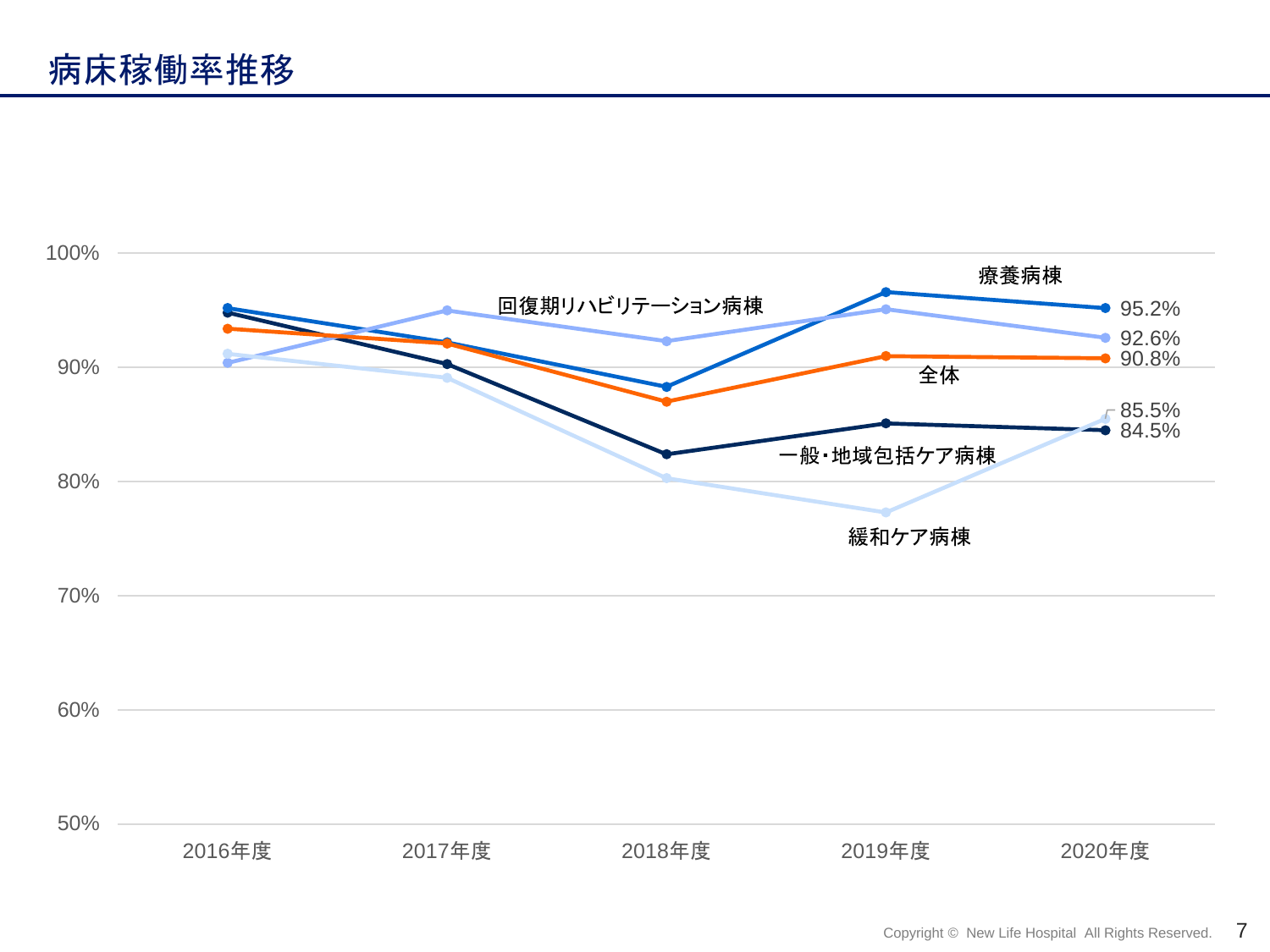# 病床稼働率推移

100%
90%
80%
70%
60%
50%

回復期リハビリテーション病棟

療養病棟

全体

一般・地域包括ケア病棟

緩和ケア病棟

95.2%
92.6%
90.8%
85.5%
84.5%

2016年度 2017年度 2018年度 2019年度 2020年度

Copyright © New Life Hospital All Rights Reserved.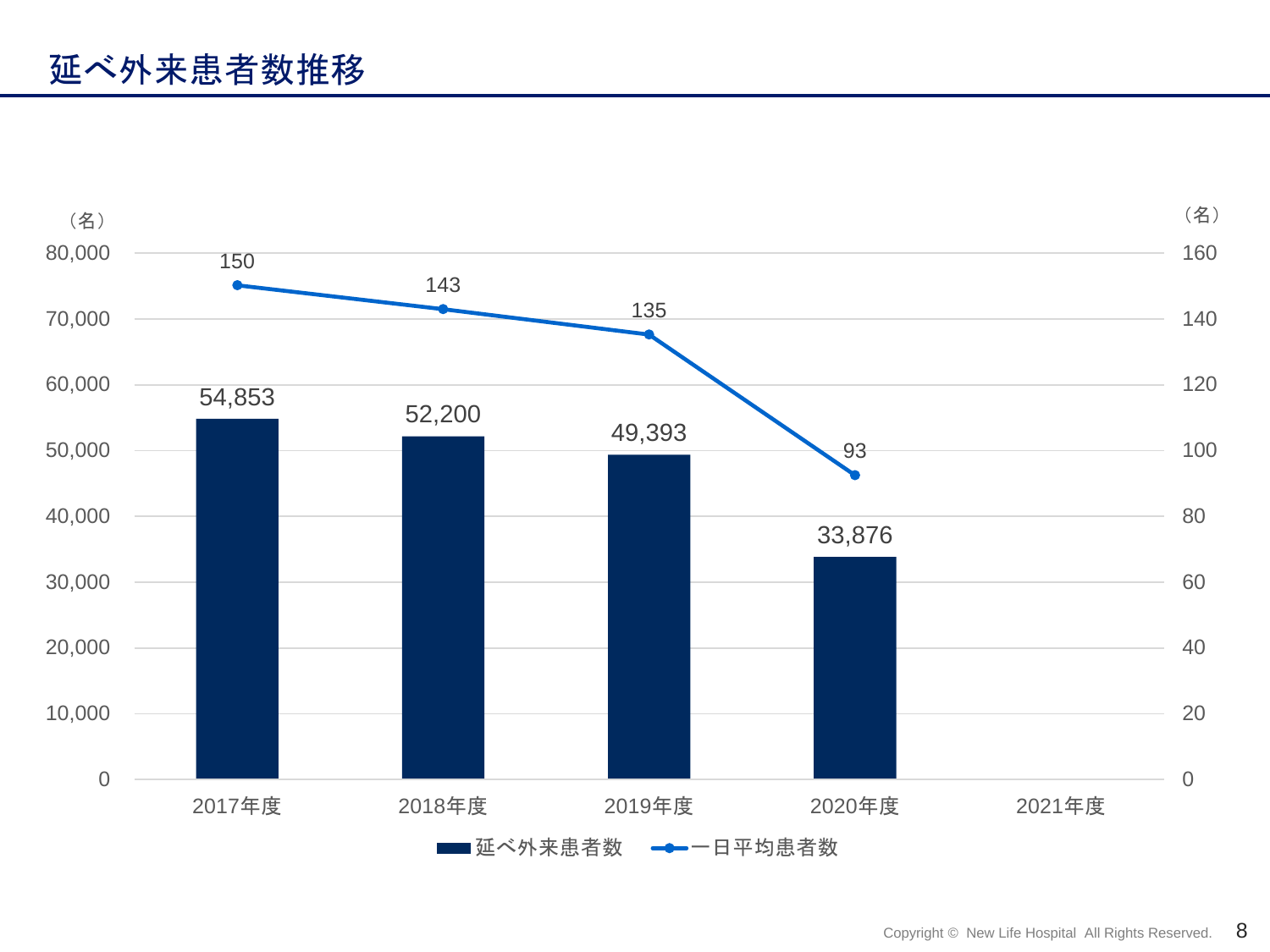# 延べ外来患者数推移

| | 延べ外来患者数（名） | 一日平均患者数（名） |
|---|---|---|
| 2017年度 | 54,853 | 150 |
| 2018年度 | 52,200 | 143 |
| 2019年度 | 49,393 | 135 |
| 2020年度 | 33,876 | 93 |
| 2021年度 | | |

Copyright © New Life Hospital All Rights Reserved.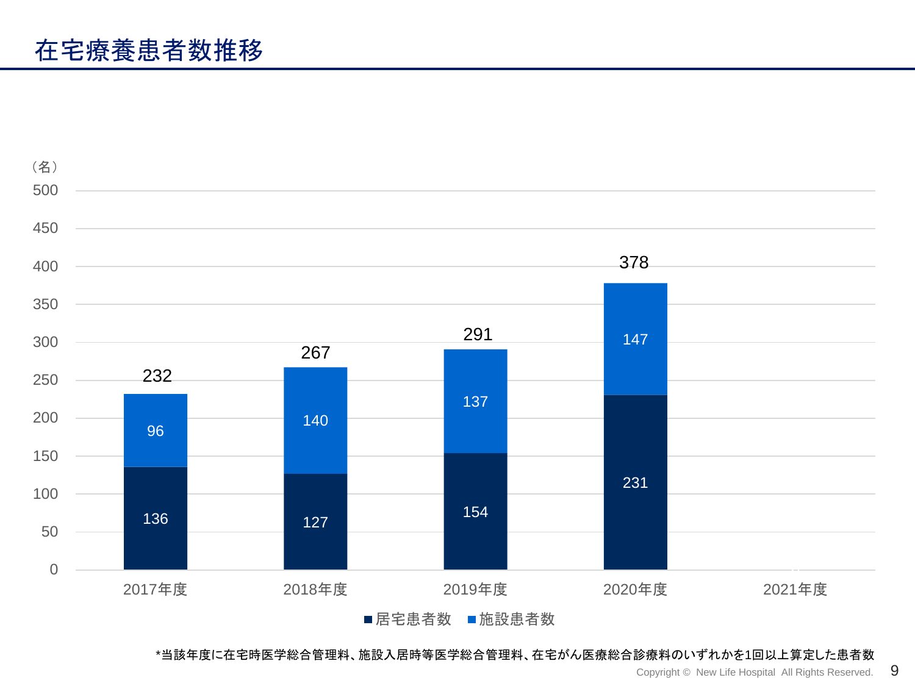# 在宅療養患者数推移

（名）

| 年度 | 居宅患者数 | 施設患者数 | 合計 |
|---|---|---|---|
| 2017年度 | 136 | 96 | 232 |
| 2018年度 | 127 | 140 | 267 |
| 2019年度 | 154 | 137 | 291 |
| 2020年度 | 231 | 147 | 378 |
| 2021年度 | | | |

*当該年度に在宅時医学総合管理料、施設入居時等医学総合管理料、在宅がん医療総合診療料のいずれかを1回以上算定した患者数

Copyright © New Life Hospital All Rights Reserved.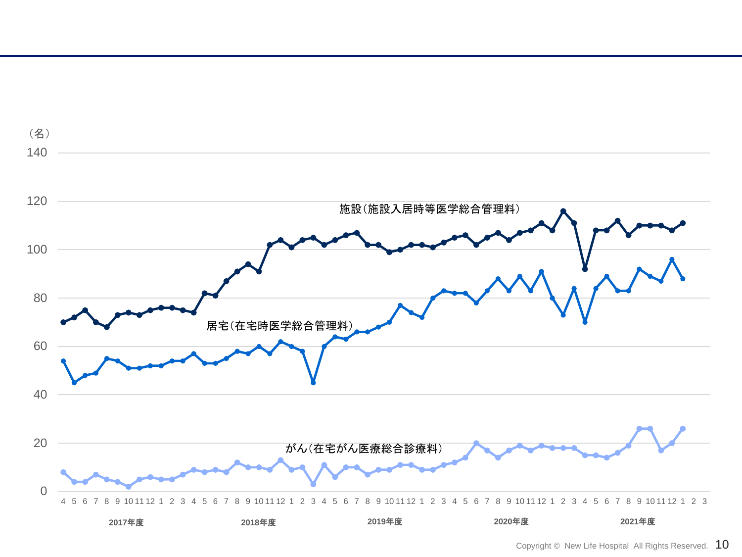（名）

140

120

100

80

60

40

20

0

施設（施設入居時等医学総合管理料）

居宅（在宅時医学総合管理料）

がん（在宅がん医療総合診療料）

4 5 6 7 8 9 10 11 12 1 2 3 4 5 6 7 8 9 10 11 12 1 2 3 4 5 6 7 8 9 10 11 12 1 2 3 4 5 6 7 8 9 10 11 12 1 2 3 4 5 6 7 8 9 10 11 12 1 2 3

2017年度 2018年度 2019年度 2020年度 2021年度

Copyright © New Life Hospital All Rights Reserved.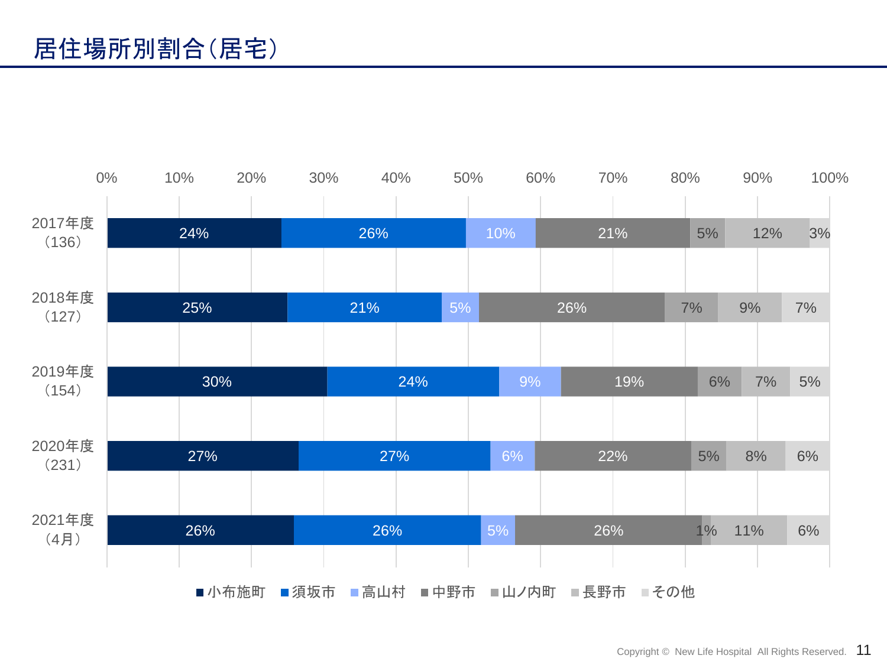# 居住場所別割合（居宅）

| 年度 | 小布施町 | 須坂市 | 高山村 | 中野市 | 山ノ内町 | 長野市 | その他 |
|---|---|---|---|---|---|---|---|
| 2017年度（136） | 24% | 26% | 10% | 21% | 5% | 12% | 3% |
| 2018年度（127） | 25% | 21% | 5% | 26% | 7% | 9% | 7% |
| 2019年度（154） | 30% | 24% | 9% | 19% | 6% | 7% | 5% |
| 2020年度（231） | 27% | 27% | 6% | 22% | 5% | 8% | 6% |
| 2021年度（4月） | 26% | 26% | 5% | 26% | 1% | 11% | 6% |

Copyright © New Life Hospital All Rights Reserved.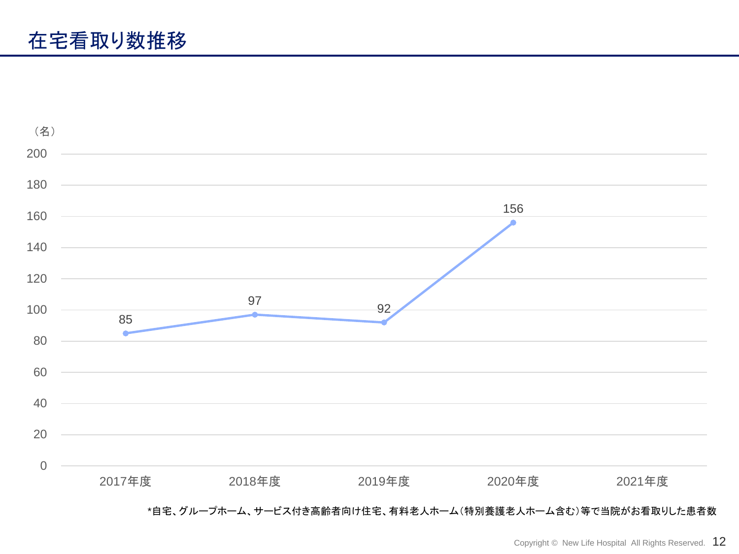# 在宅看取り数推移

（名）

| 年度 | 在宅看取り数 |
|---|---|
| 2017年度 | 85 |
| 2018年度 | 97 |
| 2019年度 | 92 |
| 2020年度 | 156 |
| 2021年度 | |

*自宅、グループホーム、サービス付き高齢者向け住宅、有料老人ホーム（特別養護老人ホーム含む）等で当院がお看取りした患者数

Copyright © New Life Hospital All Rights Reserved.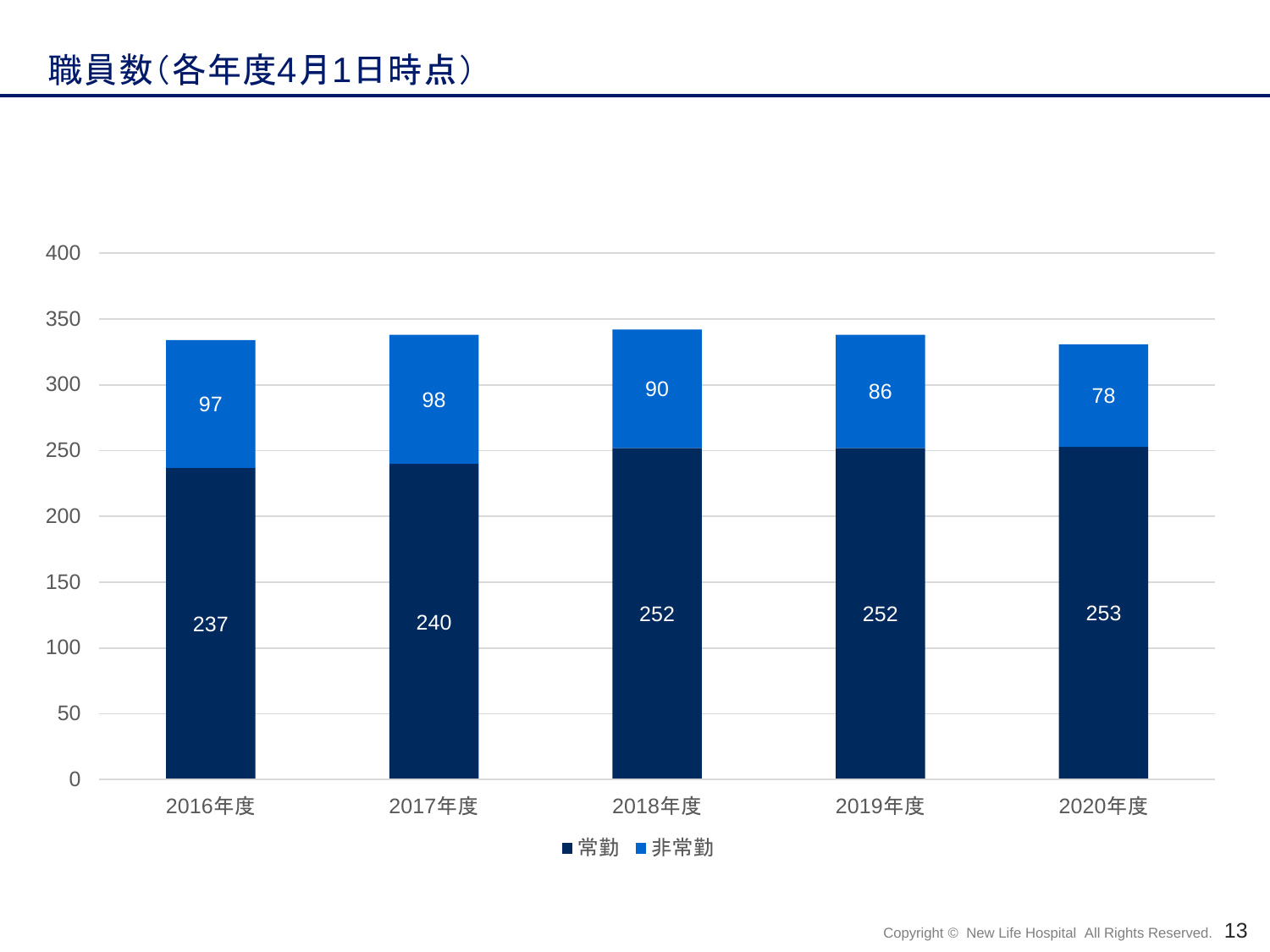# 職員数（各年度4月1日時点）

| | 2016年度 | 2017年度 | 2018年度 | 2019年度 | 2020年度 |
|---|---|---|---|---|---|
| 常勤 | 237 | 240 | 252 | 252 | 253 |
| 非常勤 | 97 | 98 | 90 | 86 | 78 |

Copyright © New Life Hospital All Rights Reserved.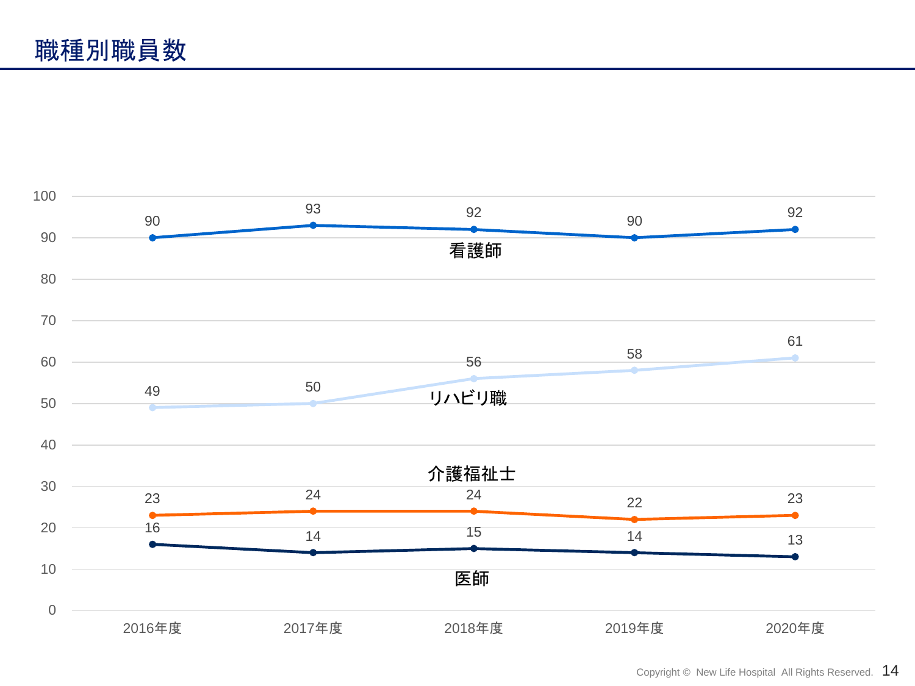# 職種別職員数

| | 2016年度 | 2017年度 | 2018年度 | 2019年度 | 2020年度 |
|---|---|---|---|---|---|
| 看護師 | 90 | 93 | 92 | 90 | 92 |
| リハビリ職 | 49 | 50 | 56 | 58 | 61 |
| 介護福祉士 | 23 | 24 | 24 | 22 | 23 |
| 医師 | 16 | 14 | 15 | 14 | 13 |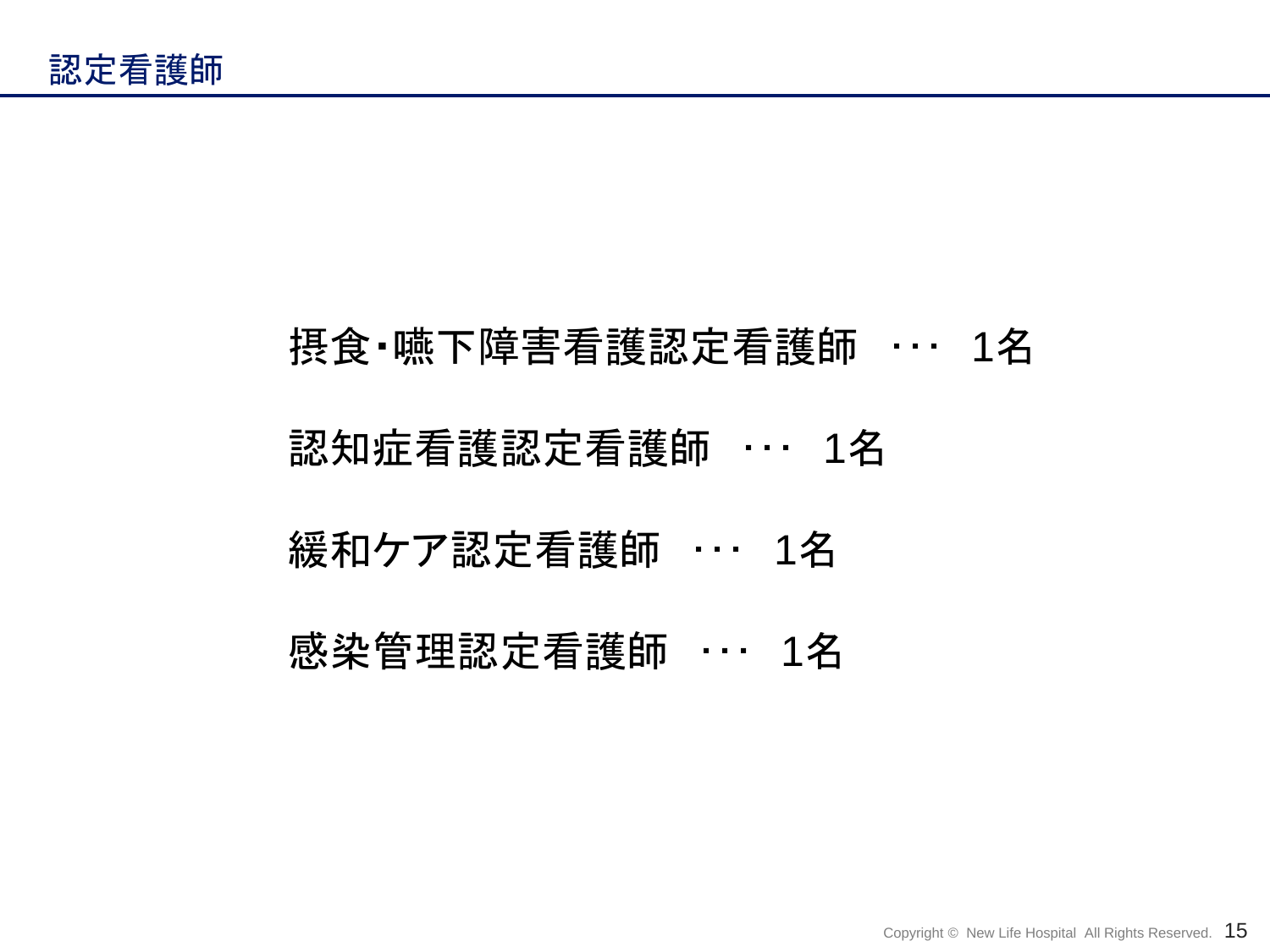# 認定看護師

摂食･嚥下障害看護認定看護師　･･･　1名

認知症看護認定看護師　･･･　1名

緩和ケア認定看護師　･･･　1名

感染管理認定看護師　･･･　1名